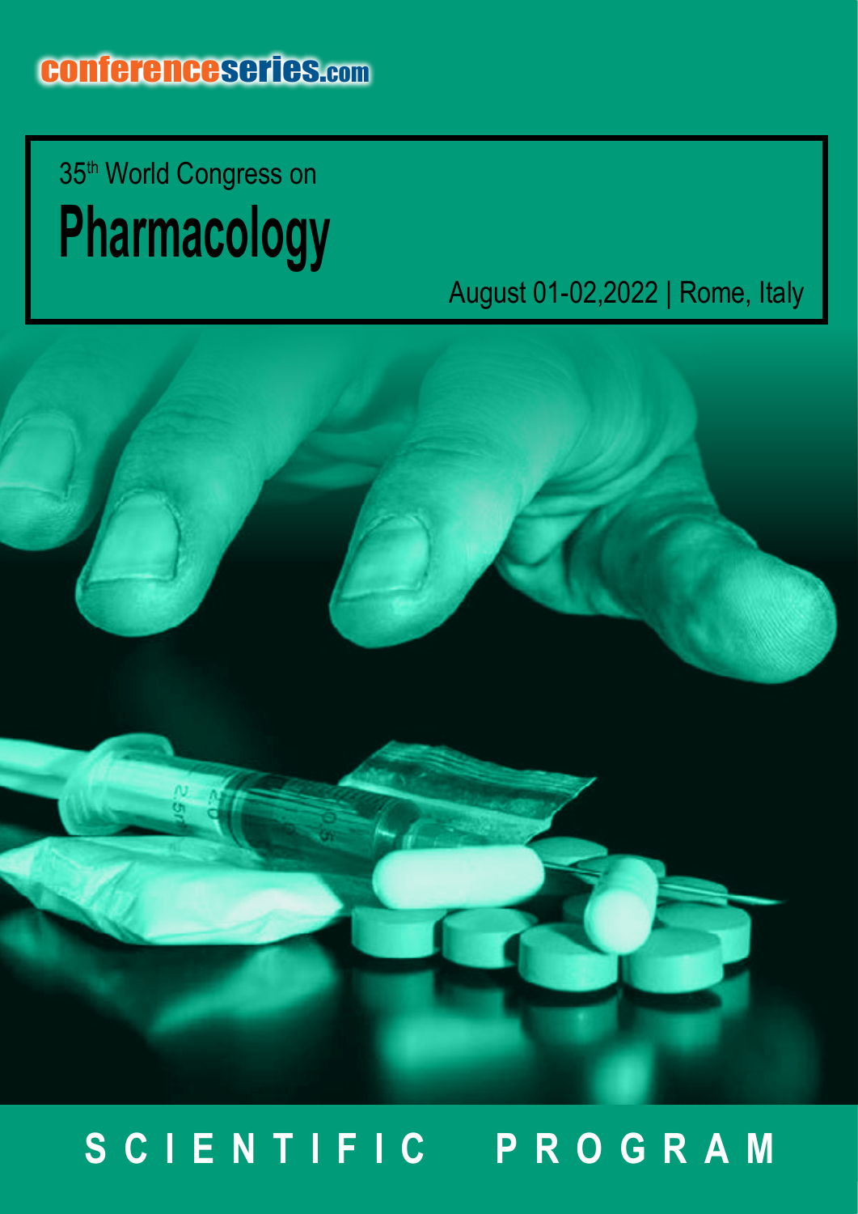conferenceseries.com

35th World Congress on

# Pharmacology

August 01-02,2022 | Rome, Italy

## SCIENTIFIC PROGRAM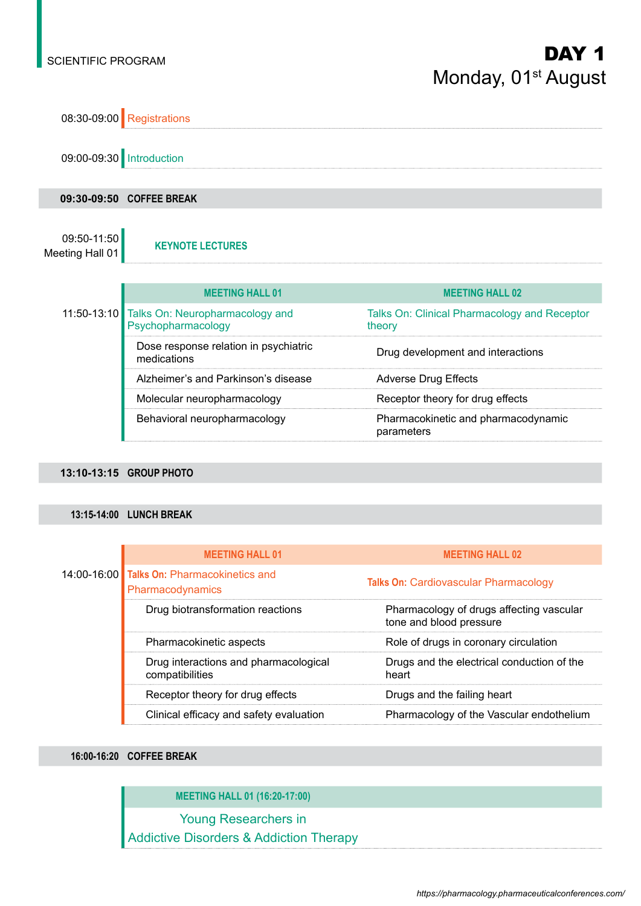SCIENTIFIC PROGRAM

# DAY 1

## Monday, 01st August

08:30-09:00 Registrations

09:00-09:30 Introduction

**09:30-09:50 COFFEE BREAK**

09:50-11:50
Meeting Hall 01

**KEYNOTE LECTURES**

11:50-13:10

| MEETING HALL 01 | MEETING HALL 02 |
|---|---|
| Talks On: Neuropharmacology and Psychopharmacology | Talks On: Clinical Pharmacology and Receptor theory |
| Dose response relation in psychiatric medications | Drug development and interactions |
| Alzheimer's and Parkinson's disease | Adverse Drug Effects |
| Molecular neuropharmacology | Receptor theory for drug effects |
| Behavioral neuropharmacology | Pharmacokinetic and pharmacodynamic parameters |

**13:10-13:15 GROUP PHOTO**

**13:15-14:00 LUNCH BREAK**

14:00-16:00

| MEETING HALL 01 | MEETING HALL 02 |
|---|---|
| **Talks On:** Pharmacokinetics and Pharmacodynamics | **Talks On:** Cardiovascular Pharmacology |
| Drug biotransformation reactions | Pharmacology of drugs affecting vascular tone and blood pressure |
| Pharmacokinetic aspects | Role of drugs in coronary circulation |
| Drug interactions and pharmacological compatibilities | Drugs and the electrical conduction of the heart |
| Receptor theory for drug effects | Drugs and the failing heart |
| Clinical efficacy and safety evaluation | Pharmacology of the Vascular endothelium |

**16:00-16:20 COFFEE BREAK**

**MEETING HALL 01 (16:20-17:00)**

Young Researchers in
Addictive Disorders & Addiction Therapy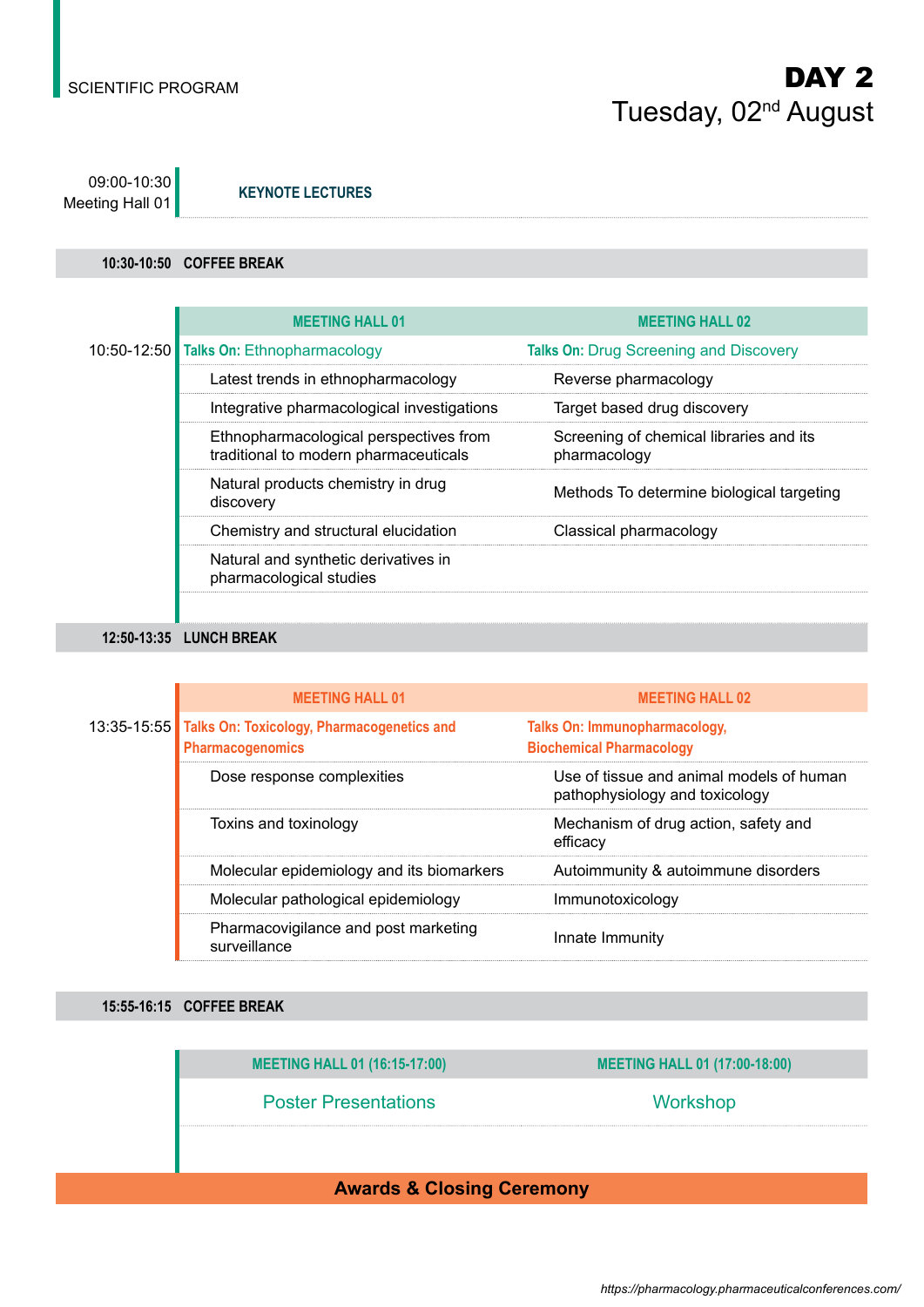SCIENTIFIC PROGRAM

# DAY 2
## Tuesday, 02nd August

**09:00-10:30**
**Meeting Hall 01**

**KEYNOTE LECTURES**

**10:30-10:50 COFFEE BREAK**

**10:50-12:50**

| MEETING HALL 01 | MEETING HALL 02 |
|---|---|
| **Talks On:** Ethnopharmacology | **Talks On:** Drug Screening and Discovery |
| Latest trends in ethnopharmacology | Reverse pharmacology |
| Integrative pharmacological investigations | Target based drug discovery |
| Ethnopharmacological perspectives from traditional to modern pharmaceuticals | Screening of chemical libraries and its pharmacology |
| Natural products chemistry in drug discovery | Methods To determine biological targeting |
| Chemistry and structural elucidation | Classical pharmacology |
| Natural and synthetic derivatives in pharmacological studies | |

**12:50-13:35 LUNCH BREAK**

**13:35-15:55**

| MEETING HALL 01 | MEETING HALL 02 |
|---|---|
| **Talks On: Toxicology, Pharmacogenetics and Pharmacogenomics** | **Talks On: Immunopharmacology, Biochemical Pharmacology** |
| Dose response complexities | Use of tissue and animal models of human pathophysiology and toxicology |
| Toxins and toxinology | Mechanism of drug action, safety and efficacy |
| Molecular epidemiology and its biomarkers | Autoimmunity & autoimmune disorders |
| Molecular pathological epidemiology | Immunotoxicology |
| Pharmacovigilance and post marketing surveillance | Innate Immunity |

**15:55-16:15 COFFEE BREAK**

| MEETING HALL 01 (16:15-17:00) | MEETING HALL 01 (17:00-18:00) |
|---|---|
| Poster Presentations | Workshop |

**Awards & Closing Ceremony**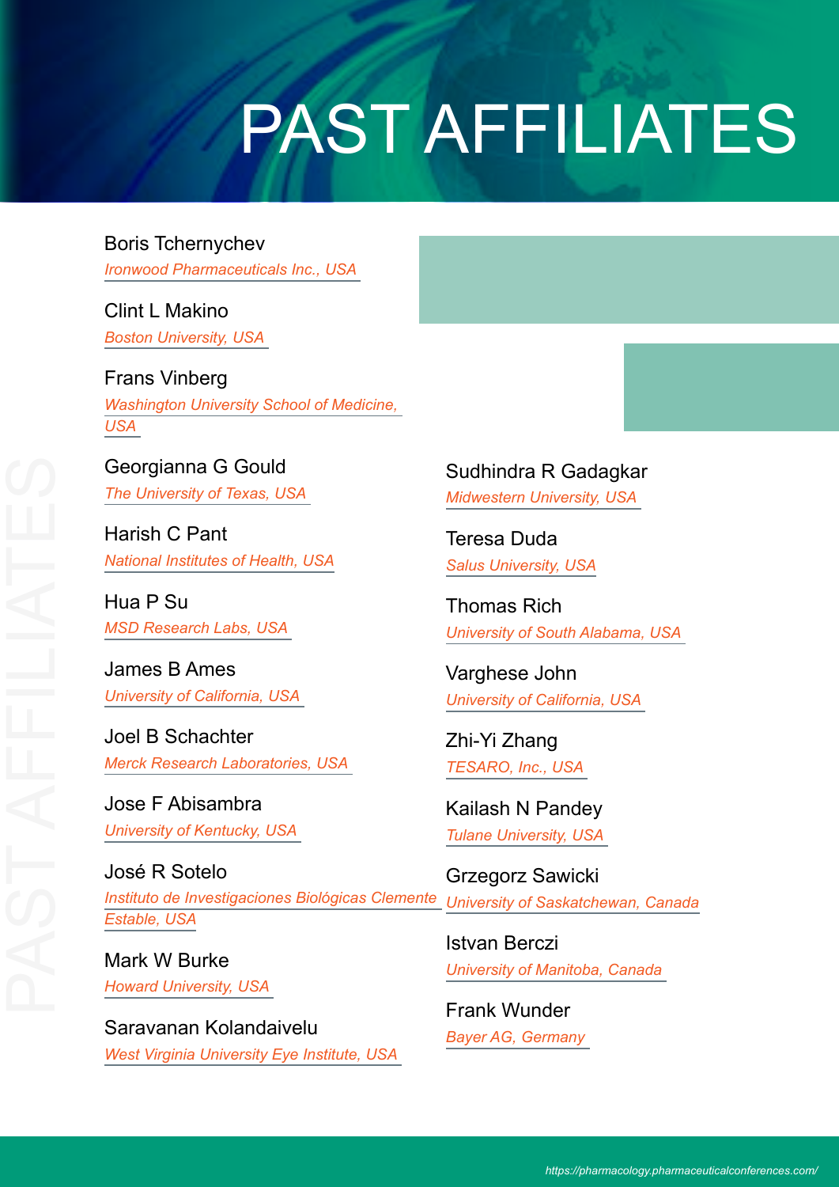# PAST AFFILIATES

Boris Tchernychev
*Ironwood Pharmaceuticals Inc., USA*

Clint L Makino
*Boston University, USA*

Frans Vinberg
*Washington University School of Medicine, USA*

Georgianna G Gould
*The University of Texas, USA*

Harish C Pant
*National Institutes of Health, USA*

Hua P Su
*MSD Research Labs, USA*

James B Ames
*University of California, USA*

Joel B Schachter
*Merck Research Laboratories, USA*

Jose F Abisambra
*University of Kentucky, USA*

José R Sotelo
*Instituto de Investigaciones Biológicas Clemente Estable, USA*

Mark W Burke
*Howard University, USA*

Saravanan Kolandaivelu
*West Virginia University Eye Institute, USA*

Sudhindra R Gadagkar
*Midwestern University, USA*

Teresa Duda
*Salus University, USA*

Thomas Rich
*University of South Alabama, USA*

Varghese John
*University of California, USA*

Zhi-Yi Zhang
*TESARO, Inc., USA*

Kailash N Pandey
*Tulane University, USA*

Grzegorz Sawicki
*University of Saskatchewan, Canada*

Istvan Berczi
*University of Manitoba, Canada*

Frank Wunder
*Bayer AG, Germany*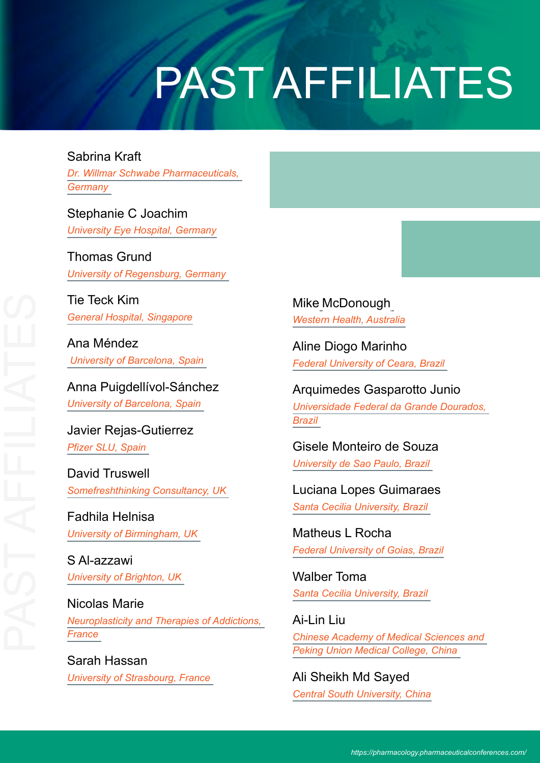# PAST AFFILIATES

Sabrina Kraft
*Dr. Willmar Schwabe Pharmaceuticals, Germany*

Stephanie C Joachim
*University Eye Hospital, Germany*

Thomas Grund
*University of Regensburg, Germany*

Tie Teck Kim
*General Hospital, Singapore*

Ana Méndez
*University of Barcelona, Spain*

Anna Puigdellívol-Sánchez
*University of Barcelona, Spain*

Javier Rejas-Gutierrez
*Pfizer SLU, Spain*

David Truswell
*Somefreshthinking Consultancy, UK*

Fadhila Helnisa
*University of Birmingham, UK*

S Al-azzawi
*University of Brighton, UK*

Nicolas Marie
*Neuroplasticity and Therapies of Addictions, France*

Sarah Hassan
*University of Strasbourg, France*

Mike McDonough
*Western Health, Australia*

Aline Diogo Marinho
*Federal University of Ceara, Brazil*

Arquimedes Gasparotto Junio
*Universidade Federal da Grande Dourados, Brazil*

Gisele Monteiro de Souza
*University de Sao Paulo, Brazil*

Luciana Lopes Guimaraes
*Santa Cecilia University, Brazil*

Matheus L Rocha
*Federal University of Goias, Brazil*

Walber Toma
*Santa Cecilia University, Brazil*

Ai-Lin Liu
*Chinese Academy of Medical Sciences and Peking Union Medical College, China*

Ali Sheikh Md Sayed
*Central South University, China*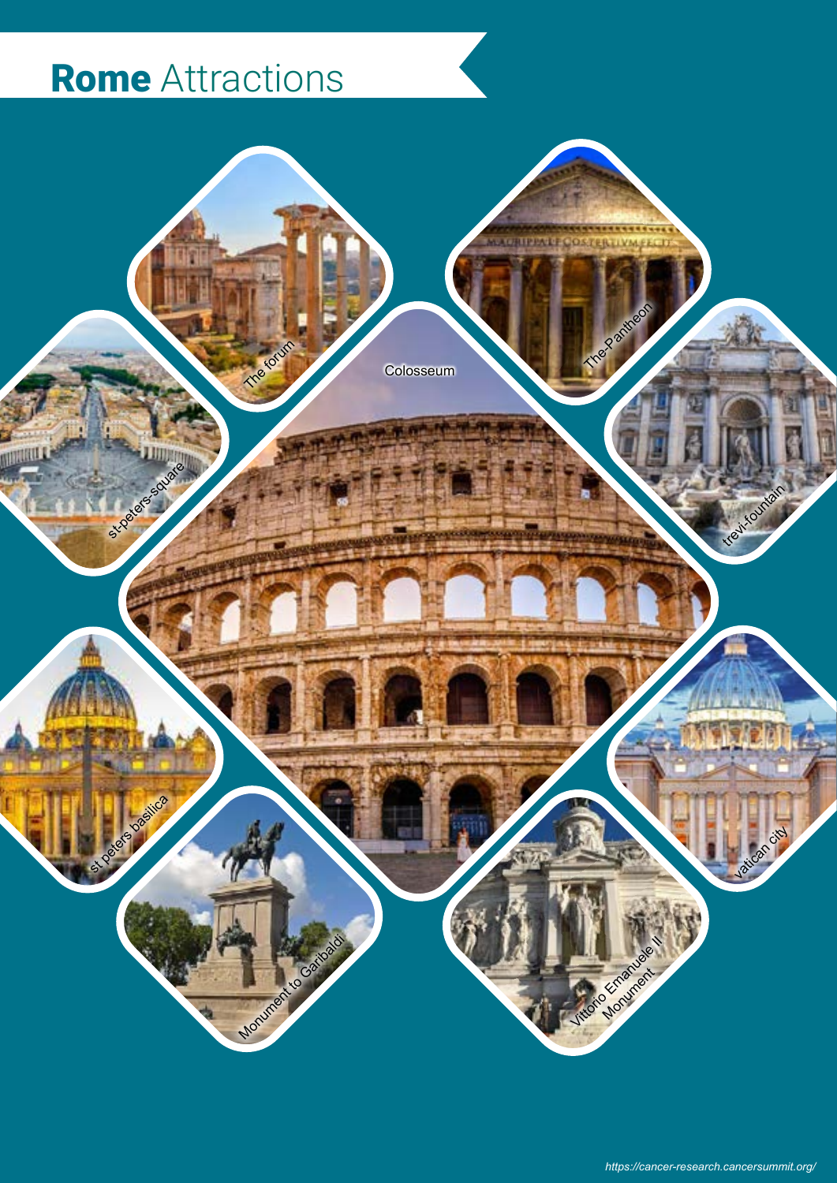# **Rome** Attractions

The forum

The-Pantheon

Colosseum

st-peters-square

trevi-fountain

st peters basilica

vatican city

Monument to Garibaldi

Vittorio Emanuele II Monument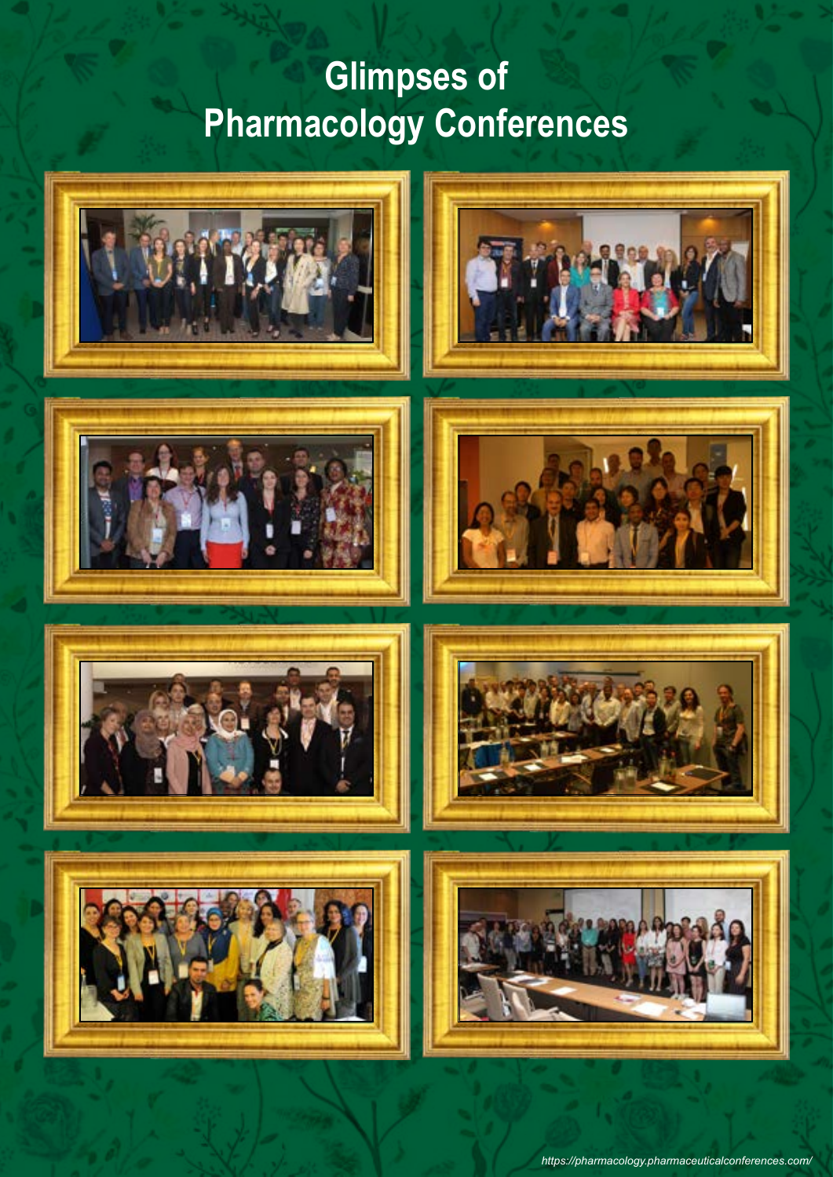# Glimpses of Pharmacology Conferences

https://pharmacology.pharmaceuticalconferences.com/